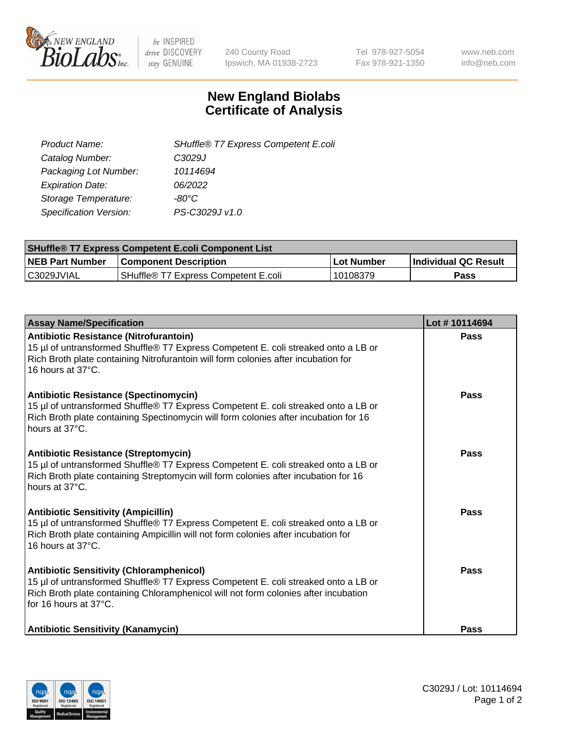# New England Biolabs
# Certificate of Analysis

| | |
|---|---|
| *Product Name:* | *SHuffle® T7 Express Competent E.coli* |
| *Catalog Number:* | *C3029J* |
| *Packaging Lot Number:* | *10114694* |
| *Expiration Date:* | *06/2022* |
| *Storage Temperature:* | *-80°C* |
| *Specification Version:* | *PS-C3029J v1.0* |

| SHuffle® T7 Express Competent E.coli Component List | | | |
|---|---|---|---|
| **NEB Part Number** | **Component Description** | **Lot Number** | **Individual QC Result** |
| C3029JVIAL | SHuffle® T7 Express Competent E.coli | 10108379 | **Pass** |

| Assay Name/Specification | Lot # 10114694 |
|---|---|
| **Antibiotic Resistance (Nitrofurantoin)**<br>15 µl of untransformed Shuffle® T7 Express Competent E. coli streaked onto a LB or Rich Broth plate containing Nitrofurantoin will form colonies after incubation for 16 hours at 37°C. | **Pass** |
| **Antibiotic Resistance (Spectinomycin)**<br>15 µl of untransformed Shuffle® T7 Express Competent E. coli streaked onto a LB or Rich Broth plate containing Spectinomycin will form colonies after incubation for 16 hours at 37°C. | **Pass** |
| **Antibiotic Resistance (Streptomycin)**<br>15 µl of untransformed Shuffle® T7 Express Competent E. coli streaked onto a LB or Rich Broth plate containing Streptomycin will form colonies after incubation for 16 hours at 37°C. | **Pass** |
| **Antibiotic Sensitivity (Ampicillin)**<br>15 µl of untransformed Shuffle® T7 Express Competent E. coli streaked onto a LB or Rich Broth plate containing Ampicillin will not form colonies after incubation for 16 hours at 37°C. | **Pass** |
| **Antibiotic Sensitivity (Chloramphenicol)**<br>15 µl of untransformed Shuffle® T7 Express Competent E. coli streaked onto a LB or Rich Broth plate containing Chloramphenicol will not form colonies after incubation for 16 hours at 37°C. | **Pass** |
| **Antibiotic Sensitivity (Kanamycin)** | **Pass** |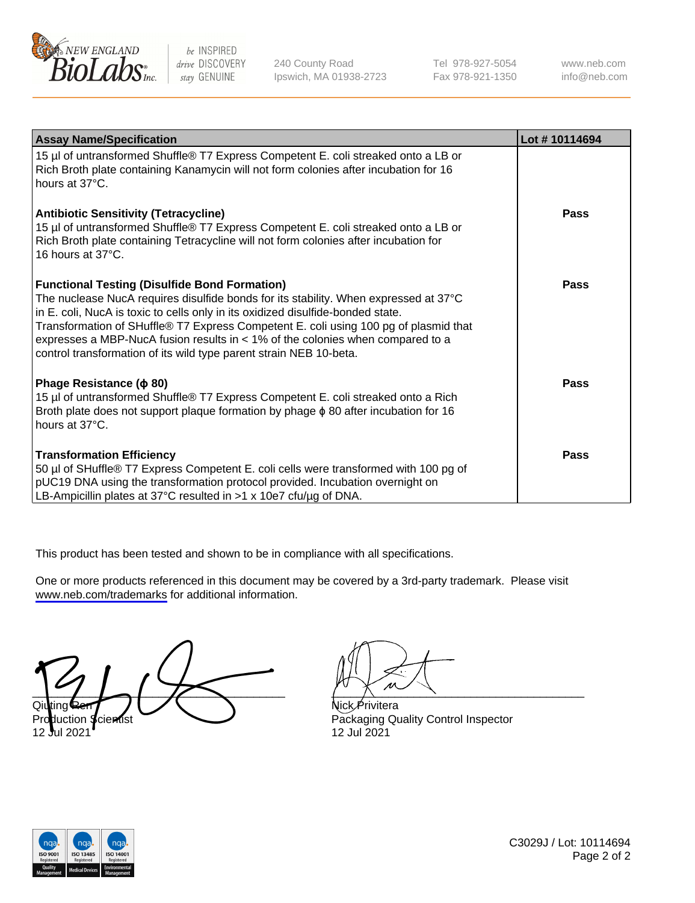NEW ENGLAND BioLabs Inc. — be INSPIRED drive DISCOVERY stay GENUINE

240 County Road
Ipswich, MA 01938-2723

Tel 978-927-5054
Fax 978-921-1350

www.neb.com
info@neb.com

| Assay Name/Specification | Lot # 10114694 |
| --- | --- |
| 15 µl of untransformed Shuffle® T7 Express Competent E. coli streaked onto a LB or Rich Broth plate containing Kanamycin will not form colonies after incubation for 16 hours at 37°C. | |
| **Antibiotic Sensitivity (Tetracycline)**<br>15 µl of untransformed Shuffle® T7 Express Competent E. coli streaked onto a LB or Rich Broth plate containing Tetracycline will not form colonies after incubation for 16 hours at 37°C. | **Pass** |
| **Functional Testing (Disulfide Bond Formation)**<br>The nuclease NucA requires disulfide bonds for its stability. When expressed at 37°C in E. coli, NucA is toxic to cells only in its oxidized disulfide-bonded state. Transformation of SHuffle® T7 Express Competent E. coli using 100 pg of plasmid that expresses a MBP-NucA fusion results in < 1% of the colonies when compared to a control transformation of its wild type parent strain NEB 10-beta. | **Pass** |
| **Phage Resistance (ϕ 80)**<br>15 µl of untransformed Shuffle® T7 Express Competent E. coli streaked onto a Rich Broth plate does not support plaque formation by phage ϕ 80 after incubation for 16 hours at 37°C. | **Pass** |
| **Transformation Efficiency**<br>50 µl of SHuffle® T7 Express Competent E. coli cells were transformed with 100 pg of pUC19 DNA using the transformation protocol provided. Incubation overnight on LB-Ampicillin plates at 37°C resulted in >1 x 10e7 cfu/µg of DNA. | **Pass** |

This product has been tested and shown to be in compliance with all specifications.

One or more products referenced in this document may be covered by a 3rd-party trademark. Please visit www.neb.com/trademarks for additional information.

Qiuting Ren
Production Scientist
12 Jul 2021

Nick Privitera
Packaging Quality Control Inspector
12 Jul 2021

ISO 9001 Registered Quality Management | ISO 13485 Registered Medical Devices | ISO 14001 Registered Environmental Management

C3029J / Lot: 10114694